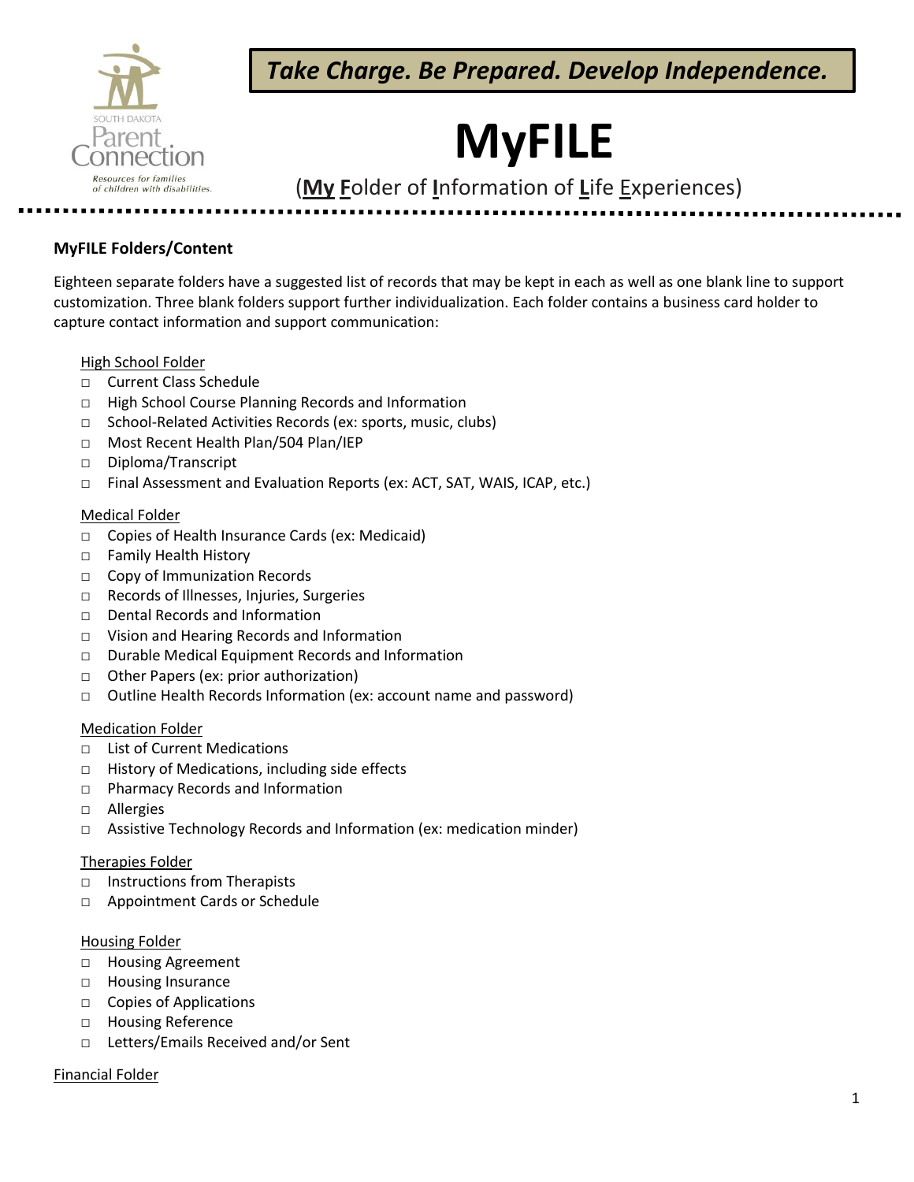*Take Charge. Be Prepared. Develop Independence.*

# MyFILE

(**My F**older of **I**nformation of **L**ife **E**xperiences)

SOUTH DAKOTA Parent Connection
Resources for families of children with disabilities.

**MyFILE Folders/Content**

Eighteen separate folders have a suggested list of records that may be kept in each as well as one blank line to support customization. Three blank folders support further individualization. Each folder contains a business card holder to capture contact information and support communication:

High School Folder
- □ Current Class Schedule
- □ High School Course Planning Records and Information
- □ School-Related Activities Records (ex: sports, music, clubs)
- □ Most Recent Health Plan/504 Plan/IEP
- □ Diploma/Transcript
- □ Final Assessment and Evaluation Reports (ex: ACT, SAT, WAIS, ICAP, etc.)

Medical Folder
- □ Copies of Health Insurance Cards (ex: Medicaid)
- □ Family Health History
- □ Copy of Immunization Records
- □ Records of Illnesses, Injuries, Surgeries
- □ Dental Records and Information
- □ Vision and Hearing Records and Information
- □ Durable Medical Equipment Records and Information
- □ Other Papers (ex: prior authorization)
- □ Outline Health Records Information (ex: account name and password)

Medication Folder
- □ List of Current Medications
- □ History of Medications, including side effects
- □ Pharmacy Records and Information
- □ Allergies
- □ Assistive Technology Records and Information (ex: medication minder)

Therapies Folder
- □ Instructions from Therapists
- □ Appointment Cards or Schedule

Housing Folder
- □ Housing Agreement
- □ Housing Insurance
- □ Copies of Applications
- □ Housing Reference
- □ Letters/Emails Received and/or Sent

Financial Folder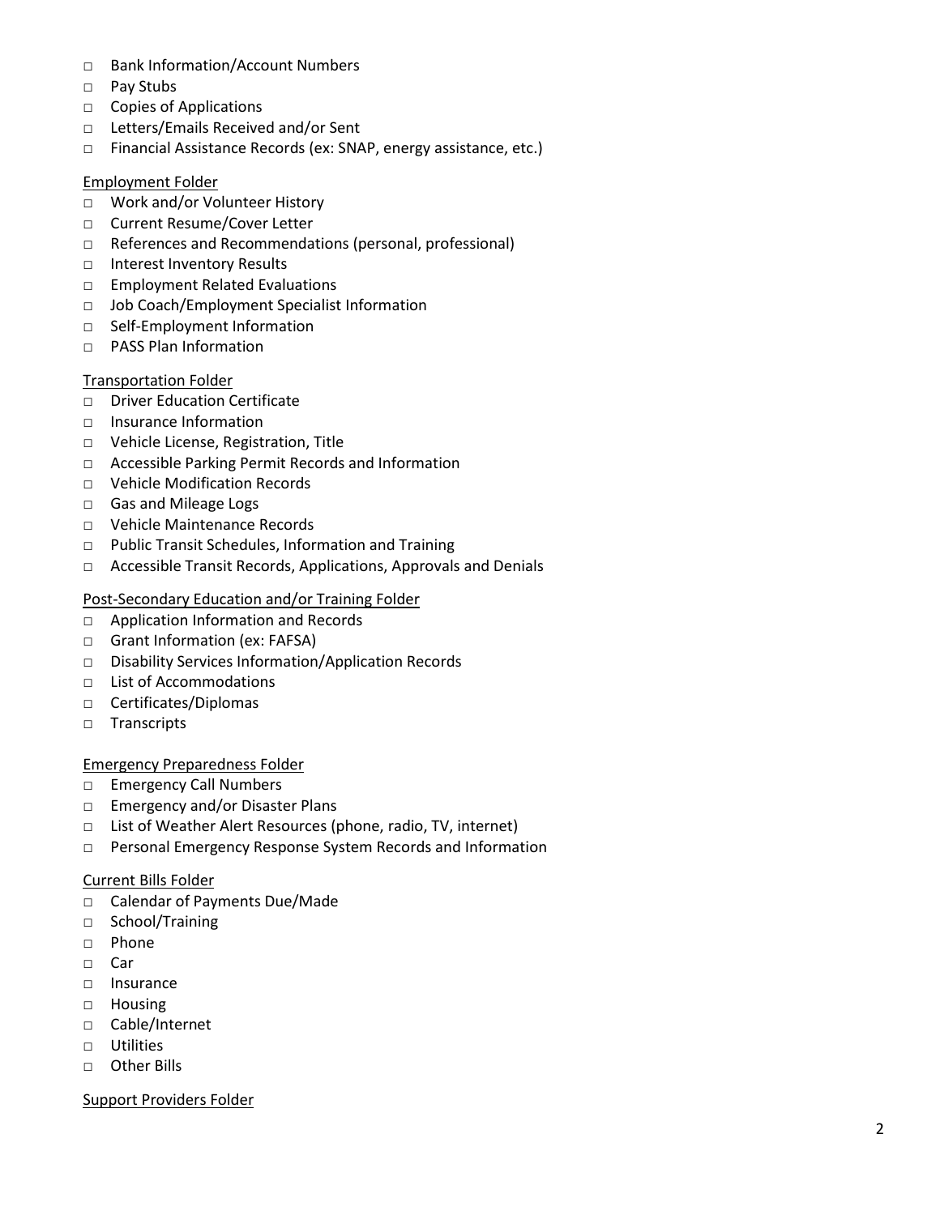- □ Bank Information/Account Numbers
- □ Pay Stubs
- □ Copies of Applications
- □ Letters/Emails Received and/or Sent
- □ Financial Assistance Records (ex: SNAP, energy assistance, etc.)

<u>Employment Folder</u>

- □ Work and/or Volunteer History
- □ Current Resume/Cover Letter
- □ References and Recommendations (personal, professional)
- □ Interest Inventory Results
- □ Employment Related Evaluations
- □ Job Coach/Employment Specialist Information
- □ Self-Employment Information
- □ PASS Plan Information

<u>Transportation Folder</u>

- □ Driver Education Certificate
- □ Insurance Information
- □ Vehicle License, Registration, Title
- □ Accessible Parking Permit Records and Information
- □ Vehicle Modification Records
- □ Gas and Mileage Logs
- □ Vehicle Maintenance Records
- □ Public Transit Schedules, Information and Training
- □ Accessible Transit Records, Applications, Approvals and Denials

<u>Post-Secondary Education and/or Training Folder</u>

- □ Application Information and Records
- □ Grant Information (ex: FAFSA)
- □ Disability Services Information/Application Records
- □ List of Accommodations
- □ Certificates/Diplomas
- □ Transcripts

<u>Emergency Preparedness Folder</u>

- □ Emergency Call Numbers
- □ Emergency and/or Disaster Plans
- □ List of Weather Alert Resources (phone, radio, TV, internet)
- □ Personal Emergency Response System Records and Information

<u>Current Bills Folder</u>

- □ Calendar of Payments Due/Made
- □ School/Training
- □ Phone
- □ Car
- □ Insurance
- □ Housing
- □ Cable/Internet
- □ Utilities
- □ Other Bills

<u>Support Providers Folder</u>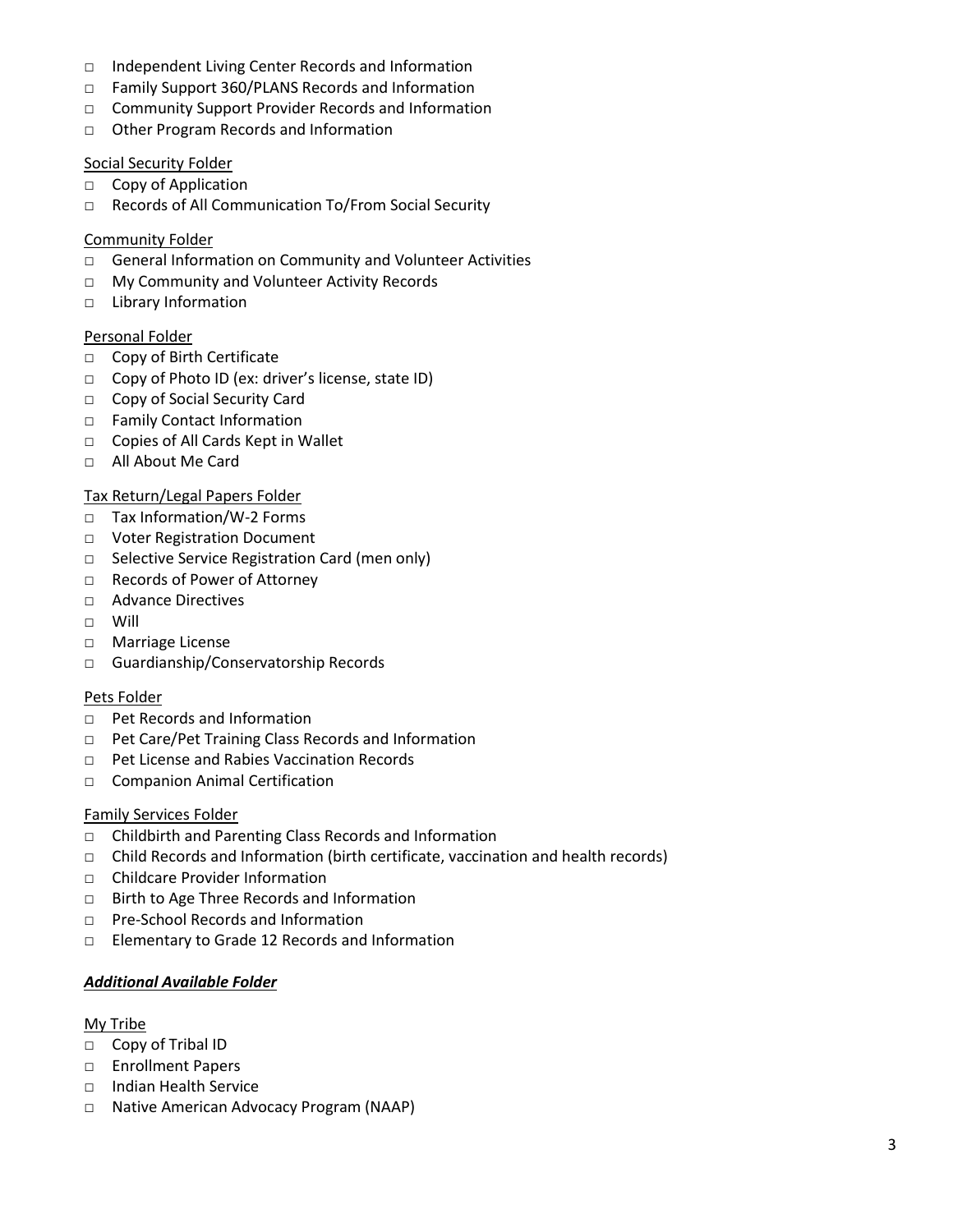- □ Independent Living Center Records and Information
- □ Family Support 360/PLANS Records and Information
- □ Community Support Provider Records and Information
- □ Other Program Records and Information

Social Security Folder

- □ Copy of Application
- □ Records of All Communication To/From Social Security

Community Folder

- □ General Information on Community and Volunteer Activities
- □ My Community and Volunteer Activity Records
- □ Library Information

Personal Folder

- □ Copy of Birth Certificate
- □ Copy of Photo ID (ex: driver's license, state ID)
- □ Copy of Social Security Card
- □ Family Contact Information
- □ Copies of All Cards Kept in Wallet
- □ All About Me Card

Tax Return/Legal Papers Folder

- □ Tax Information/W-2 Forms
- □ Voter Registration Document
- □ Selective Service Registration Card (men only)
- □ Records of Power of Attorney
- □ Advance Directives
- □ Will
- □ Marriage License
- □ Guardianship/Conservatorship Records

Pets Folder

- □ Pet Records and Information
- □ Pet Care/Pet Training Class Records and Information
- □ Pet License and Rabies Vaccination Records
- □ Companion Animal Certification

Family Services Folder

- □ Childbirth and Parenting Class Records and Information
- □ Child Records and Information (birth certificate, vaccination and health records)
- □ Childcare Provider Information
- □ Birth to Age Three Records and Information
- □ Pre-School Records and Information
- □ Elementary to Grade 12 Records and Information

***Additional Available Folder***

My Tribe

- □ Copy of Tribal ID
- □ Enrollment Papers
- □ Indian Health Service
- □ Native American Advocacy Program (NAAP)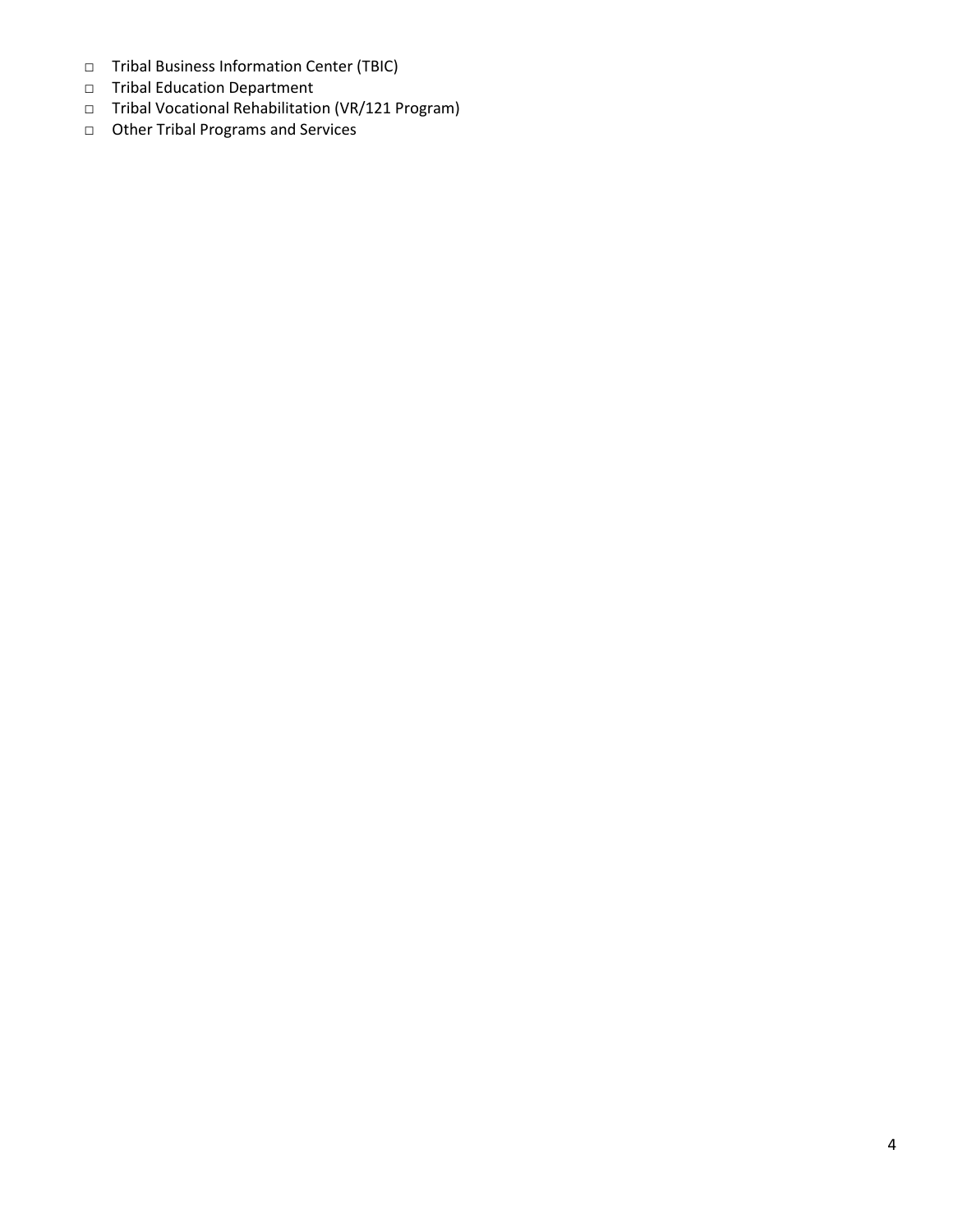- □ Tribal Business Information Center (TBIC)
- □ Tribal Education Department
- □ Tribal Vocational Rehabilitation (VR/121 Program)
- □ Other Tribal Programs and Services